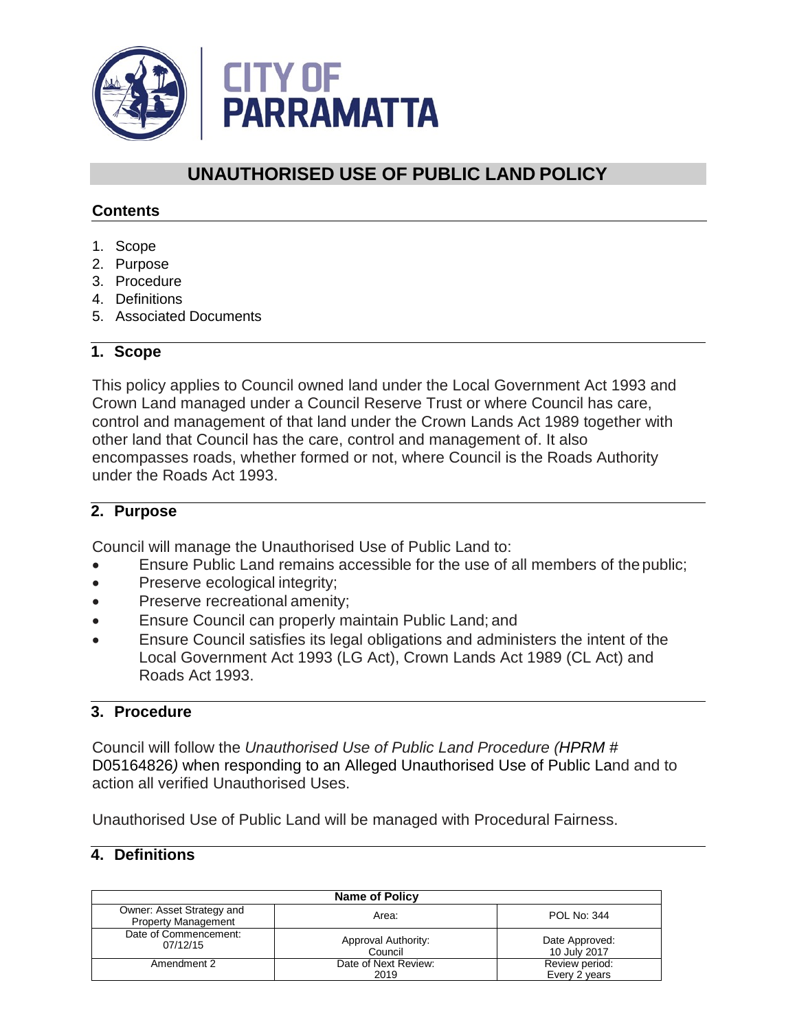# UNAUTHORISED USE OF PUBLIC LAND POLICY

## Contents

1. Scope
2. Purpose
3. Procedure
4. Definitions
5. Associated Documents

## 1. Scope

This policy applies to Council owned land under the Local Government Act 1993 and Crown Land managed under a Council Reserve Trust or where Council has care, control and management of that land under the Crown Lands Act 1989 together with other land that Council has the care, control and management of. It also encompasses roads, whether formed or not, where Council is the Roads Authority under the Roads Act 1993.

## 2. Purpose

Council will manage the Unauthorised Use of Public Land to:

- Ensure Public Land remains accessible for the use of all members of the public;
- Preserve ecological integrity;
- Preserve recreational amenity;
- Ensure Council can properly maintain Public Land; and
- Ensure Council satisfies its legal obligations and administers the intent of the Local Government Act 1993 (LG Act), Crown Lands Act 1989 (CL Act) and Roads Act 1993.

## 3. Procedure

Council will follow the *Unauthorised Use of Public Land Procedure (HPRM #* D05164826*)* when responding to an Alleged Unauthorised Use of Public Land and to action all verified Unauthorised Uses.

Unauthorised Use of Public Land will be managed with Procedural Fairness.

## 4. Definitions

| Name of Policy | | |
|---|---|---|
| Owner: Asset Strategy and Property Management | Area: | POL No: 344 |
| Date of Commencement: 07/12/15 | Approval Authority: Council | Date Approved: 10 July 2017 |
| Amendment 2 | Date of Next Review: 2019 | Review period: Every 2 years |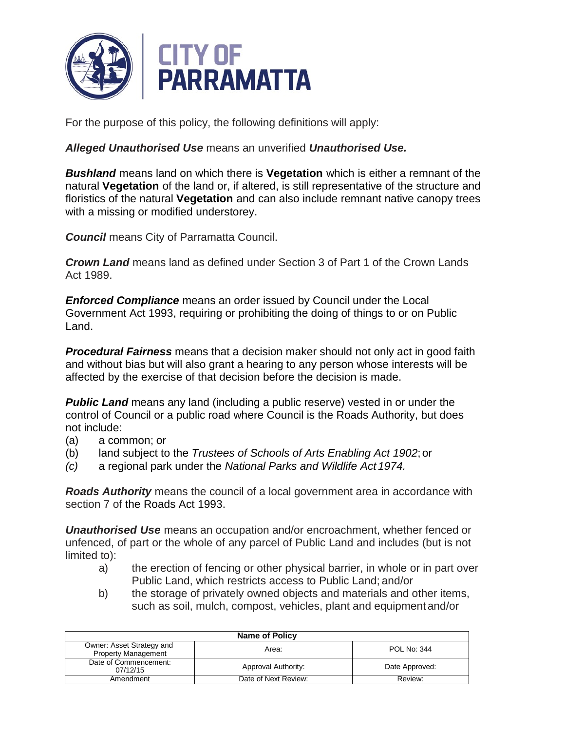For the purpose of this policy, the following definitions will apply:

***Alleged Unauthorised Use*** means an unverified ***Unauthorised Use.***

***Bushland*** means land on which there is **Vegetation** which is either a remnant of the natural **Vegetation** of the land or, if altered, is still representative of the structure and floristics of the natural **Vegetation** and can also include remnant native canopy trees with a missing or modified understorey.

***Council*** means City of Parramatta Council.

***Crown Land*** means land as defined under Section 3 of Part 1 of the Crown Lands Act 1989.

***Enforced Compliance*** means an order issued by Council under the Local Government Act 1993, requiring or prohibiting the doing of things to or on Public Land.

***Procedural Fairness*** means that a decision maker should not only act in good faith and without bias but will also grant a hearing to any person whose interests will be affected by the exercise of that decision before the decision is made.

***Public Land*** means any land (including a public reserve) vested in or under the control of Council or a public road where Council is the Roads Authority, but does not include:

(a) a common; or
(b) land subject to the *Trustees of Schools of Arts Enabling Act 1902*; or
*(c)* a regional park under the *National Parks and Wildlife Act 1974.*

***Roads Authority*** means the council of a local government area in accordance with section 7 of the Roads Act 1993.

***Unauthorised Use*** means an occupation and/or encroachment, whether fenced or unfenced, of part or the whole of any parcel of Public Land and includes (but is not limited to):

a) the erection of fencing or other physical barrier, in whole or in part over Public Land, which restricts access to Public Land; and/or
b) the storage of privately owned objects and materials and other items, such as soil, mulch, compost, vehicles, plant and equipment and/or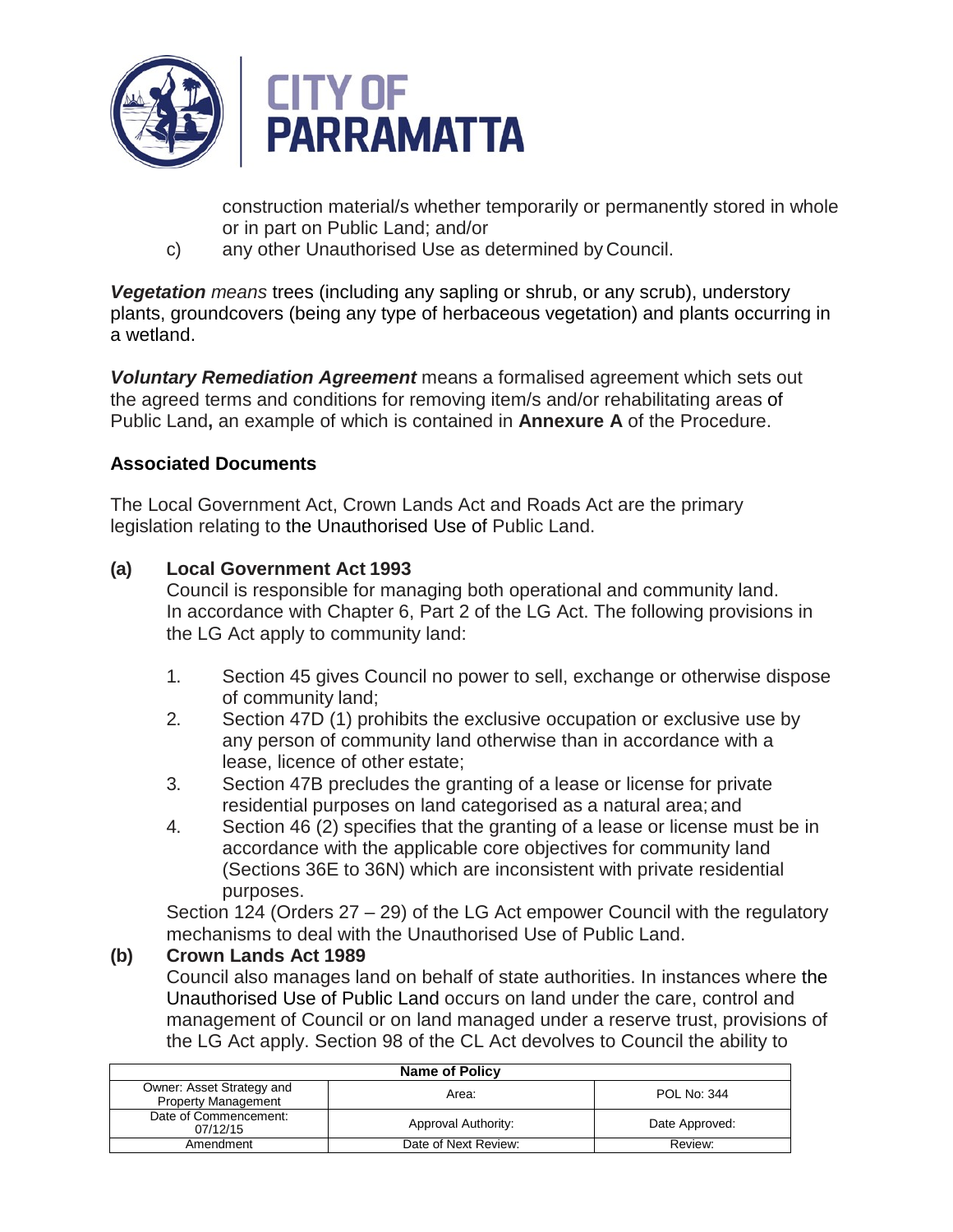construction material/s whether temporarily or permanently stored in whole or in part on Public Land; and/or

c) any other Unauthorised Use as determined by Council.

***Vegetation*** *means* trees (including any sapling or shrub, or any scrub), understory plants, groundcovers (being any type of herbaceous vegetation) and plants occurring in a wetland.

***Voluntary Remediation Agreement*** means a formalised agreement which sets out the agreed terms and conditions for removing item/s and/or rehabilitating areas of Public Land**,** an example of which is contained in **Annexure A** of the Procedure.

## Associated Documents

The Local Government Act, Crown Lands Act and Roads Act are the primary legislation relating to the Unauthorised Use of Public Land.

**(a) Local Government Act 1993**

Council is responsible for managing both operational and community land. In accordance with Chapter 6, Part 2 of the LG Act. The following provisions in the LG Act apply to community land:

1. Section 45 gives Council no power to sell, exchange or otherwise dispose of community land;
2. Section 47D (1) prohibits the exclusive occupation or exclusive use by any person of community land otherwise than in accordance with a lease, licence of other estate;
3. Section 47B precludes the granting of a lease or license for private residential purposes on land categorised as a natural area; and
4. Section 46 (2) specifies that the granting of a lease or license must be in accordance with the applicable core objectives for community land (Sections 36E to 36N) which are inconsistent with private residential purposes.

Section 124 (Orders 27 – 29) of the LG Act empower Council with the regulatory mechanisms to deal with the Unauthorised Use of Public Land.

**(b) Crown Lands Act 1989**

Council also manages land on behalf of state authorities. In instances where the Unauthorised Use of Public Land occurs on land under the care, control and management of Council or on land managed under a reserve trust, provisions of the LG Act apply. Section 98 of the CL Act devolves to Council the ability to

| Name of Policy | | |
|---|---|---|
| Owner: Asset Strategy and Property Management | Area: | POL No: 344 |
| Date of Commencement: 07/12/15 | Approval Authority: | Date Approved: |
| Amendment | Date of Next Review: | Review: |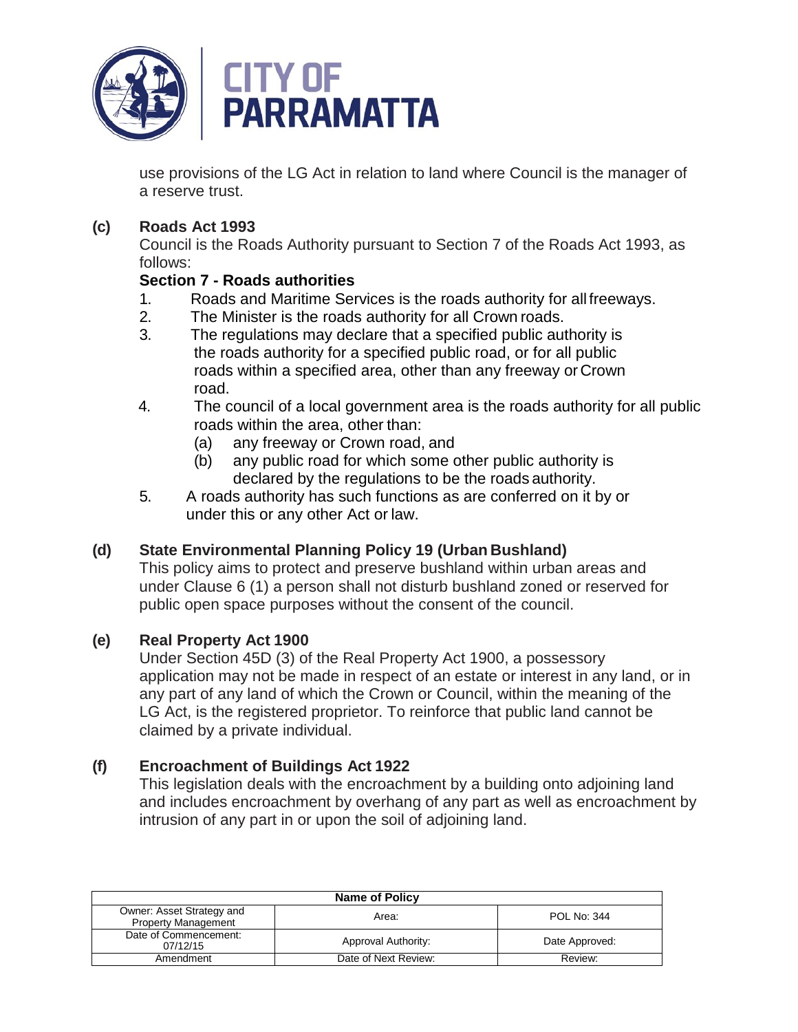use provisions of the LG Act in relation to land where Council is the manager of a reserve trust.

**(c) Roads Act 1993**

Council is the Roads Authority pursuant to Section 7 of the Roads Act 1993, as follows:

**Section 7 - Roads authorities**

1. Roads and Maritime Services is the roads authority for all freeways.
2. The Minister is the roads authority for all Crown roads.
3. The regulations may declare that a specified public authority is the roads authority for a specified public road, or for all public roads within a specified area, other than any freeway or Crown road.
4. The council of a local government area is the roads authority for all public roads within the area, other than:
   (a) any freeway or Crown road, and
   (b) any public road for which some other public authority is declared by the regulations to be the roads authority.
5. A roads authority has such functions as are conferred on it by or under this or any other Act or law.

**(d) State Environmental Planning Policy 19 (Urban Bushland)**

This policy aims to protect and preserve bushland within urban areas and under Clause 6 (1) a person shall not disturb bushland zoned or reserved for public open space purposes without the consent of the council.

**(e) Real Property Act 1900**

Under Section 45D (3) of the Real Property Act 1900, a possessory application may not be made in respect of an estate or interest in any land, or in any part of any land of which the Crown or Council, within the meaning of the LG Act, is the registered proprietor. To reinforce that public land cannot be claimed by a private individual.

**(f) Encroachment of Buildings Act 1922**

This legislation deals with the encroachment by a building onto adjoining land and includes encroachment by overhang of any part as well as encroachment by intrusion of any part in or upon the soil of adjoining land.

| Name of Policy | | |
|---|---|---|
| Owner: Asset Strategy and Property Management | Area: | POL No: 344 |
| Date of Commencement: 07/12/15 | Approval Authority: | Date Approved: |
| Amendment | Date of Next Review: | Review: |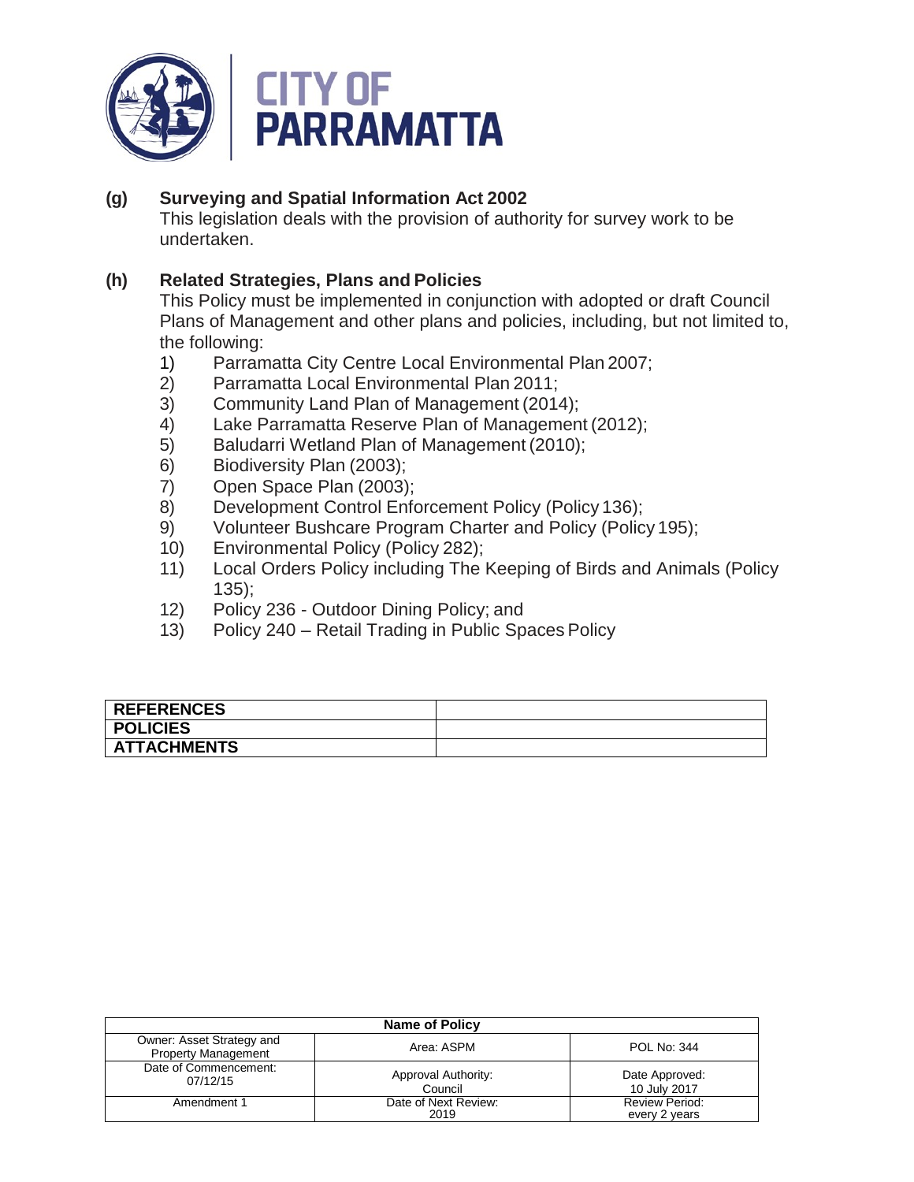**(g) Surveying and Spatial Information Act 2002**

This legislation deals with the provision of authority for survey work to be undertaken.

**(h) Related Strategies, Plans and Policies**

This Policy must be implemented in conjunction with adopted or draft Council Plans of Management and other plans and policies, including, but not limited to, the following:

1) Parramatta City Centre Local Environmental Plan 2007;
2) Parramatta Local Environmental Plan 2011;
3) Community Land Plan of Management (2014);
4) Lake Parramatta Reserve Plan of Management (2012);
5) Baludarri Wetland Plan of Management (2010);
6) Biodiversity Plan (2003);
7) Open Space Plan (2003);
8) Development Control Enforcement Policy (Policy 136);
9) Volunteer Bushcare Program Charter and Policy (Policy 195);
10) Environmental Policy (Policy 282);
11) Local Orders Policy including The Keeping of Birds and Animals (Policy 135);
12) Policy 236 - Outdoor Dining Policy; and
13) Policy 240 – Retail Trading in Public Spaces Policy

| | |
|---|---|
| **REFERENCES** | |
| **POLICIES** | |
| **ATTACHMENTS** | |

| **Name of Policy** | | |
|---|---|---|
| Owner: Asset Strategy and Property Management | Area: ASPM | POL No: 344 |
| Date of Commencement: 07/12/15 | Approval Authority: Council | Date Approved: 10 July 2017 |
| Amendment 1 | Date of Next Review: 2019 | Review Period: every 2 years |